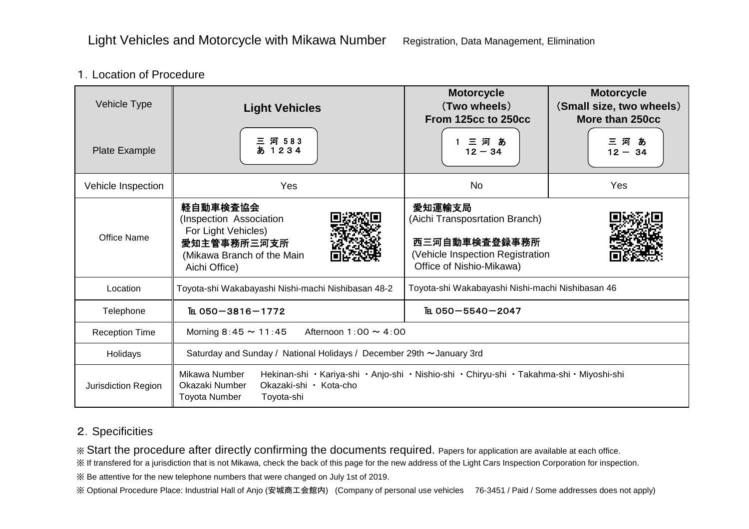# Light Vehicles and Motorcycle with Mikawa Number　Registration, Data Management, Elimination

## 1. Location of Procedure

| Vehicle Type / Plate Example | **Light Vehicles** | **Motorcycle (Two wheels) From 125cc to 250cc** | **Motorcycle (Small size, two wheels) More than 250cc** |
|---|---|---|---|
| Plate Example | 三 河 583 あ 1234 | 1 三 河 あ 12－34 | 三 河 あ 12－ 34 |
| Vehicle Inspection | Yes | No | Yes |
| Office Name | **軽自動車検査協会** (Inspection Association For Light Vehicles) **愛知主管事務所三河支所** (Mikawa Branch of the Main Aichi Office) | **愛知運輸支局** (Aichi Transposrtation Branch) **西三河自動車検査登録事務所** (Vehicle Inspection Registration Office of Nishio-Mikawa) | |
| Location | Toyota-shi Wakabayashi Nishi-machi Nishibasan 48-2 | Toyota-shi Wakabayashi Nishi-machi Nishibasan 46 | |
| Telephone | ℡ 050－3816－1772 | ℡ 050－5540－2047 | |
| Reception Time | Morning 8:45 ～ 11:45　Afternoon 1:00 ～ 4:00 | | |
| Holidays | Saturday and Sunday / National Holidays / December 29th ～January 3rd | | |
| Jurisdiction Region | Mikawa Number　Hekinan-shi ・Kariya-shi ・Anjo-shi ・Nishio-shi ・Chiryu-shi ・Takahma-shi・Miyoshi-shi<br>Okazaki Number　Okazaki-shi ・ Kota-cho<br>Toyota Number　Toyota-shi | | |

## 2. Specificities

※ Start the procedure after directly confirming the documents required. Papers for application are available at each office.

※ If transfered for a jurisdiction that is not Mikawa, check the back of this page for the new address of the Light Cars Inspection Corporation for inspection.

※ Be attentive for the new telephone numbers that were changed on July 1st of 2019.

※ Optional Procedure Place: Industrial Hall of Anjo (安城商工会館内) (Company of personal use vehicles　76-3451 / Paid / Some addresses does not apply)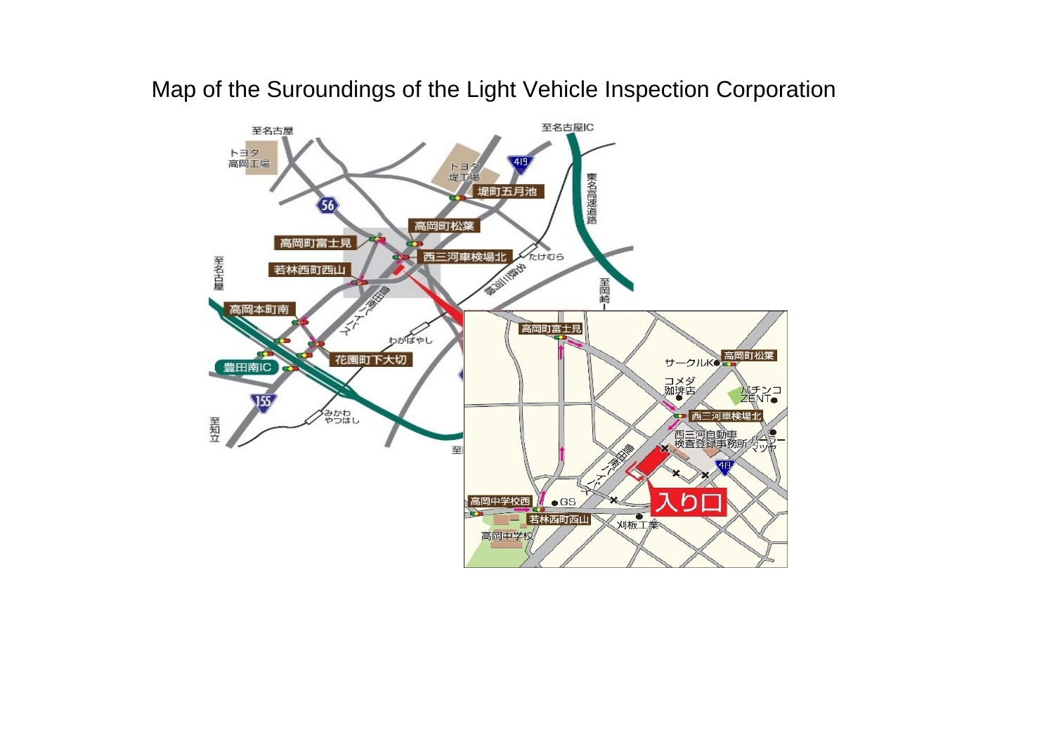Map of the Suroundings of the Light Vehicle Inspection Corporation

至名古屋
トヨタ
高岡工場
至名古屋IC
トヨタ
堤工場
419
堤町五月池
東名高速道路
56
高岡町松葉
高岡町富士見
西三河車検場北
たけむら
至名古屋
若林西町西山
名鉄三河線
至岡崎
豊田南バイパス
高岡本町南
わかばやし
花園町下大切
豊田南IC
155
みかわ
やつはし
至知立
至

高岡町富士見
サークルK
高岡町松葉
コメダ
珈琲店
パチンコ
ZENT
西三河車検場北
西三河自動車
検査登録事務所
パーラー
マツヤ
豊田南バイパス
419
入り口
高岡中学校西
GS
若林西町西山
刈板工業
高岡中学校